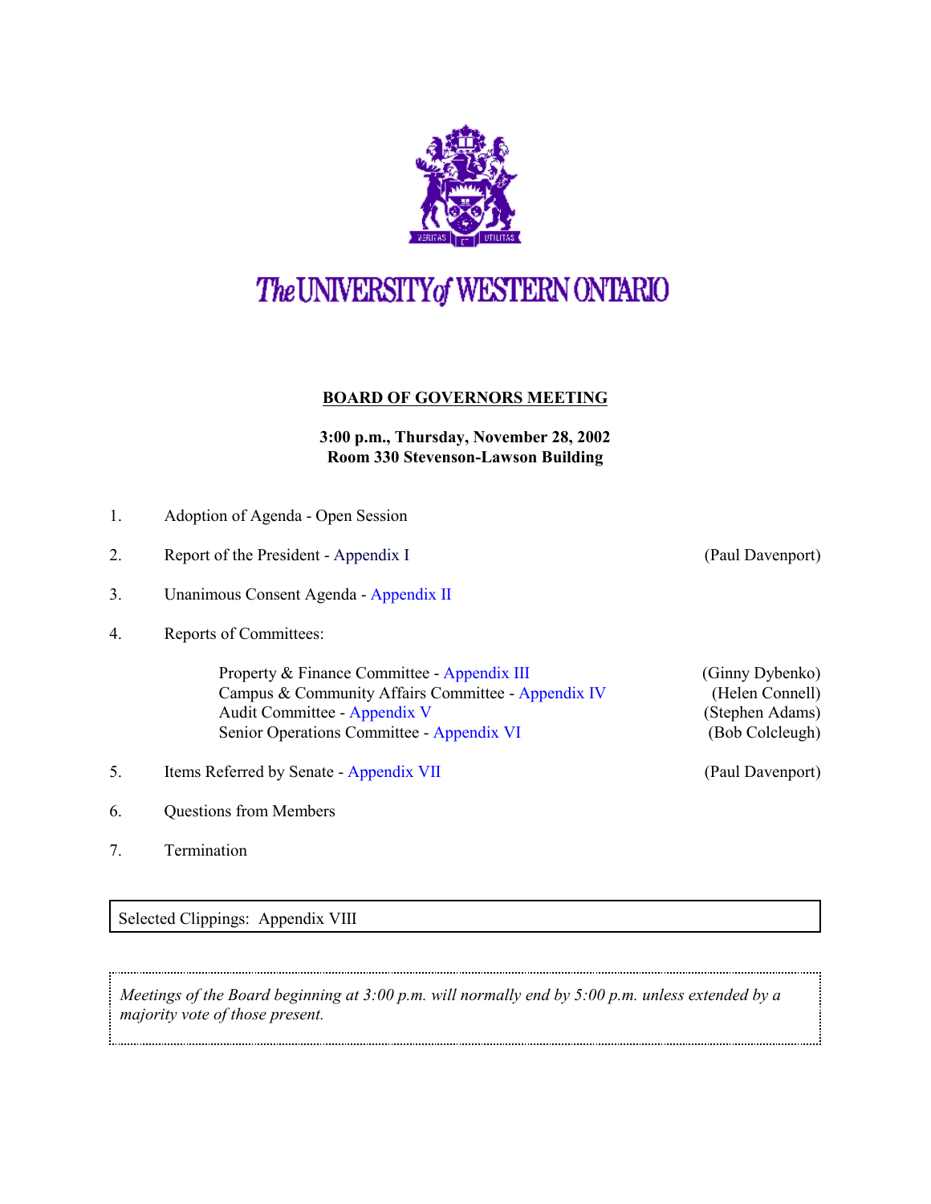# The UNIVERSITY of WESTERN ONTARIO

## BOARD OF GOVERNORS MEETING

**3:00 p.m., Thursday, November 28, 2002**
**Room 330 Stevenson-Lawson Building**

1. Adoption of Agenda - Open Session
2. Report of the President - Appendix I (Paul Davenport)
3. Unanimous Consent Agenda - Appendix II
4. Reports of Committees:
   - Property & Finance Committee - Appendix III (Ginny Dybenko)
   - Campus & Community Affairs Committee - Appendix IV (Helen Connell)
   - Audit Committee - Appendix V (Stephen Adams)
   - Senior Operations Committee - Appendix VI (Bob Colcleugh)
5. Items Referred by Senate - Appendix VII (Paul Davenport)
6. Questions from Members
7. Termination

Selected Clippings: Appendix VIII

*Meetings of the Board beginning at 3:00 p.m. will normally end by 5:00 p.m. unless extended by a majority vote of those present.*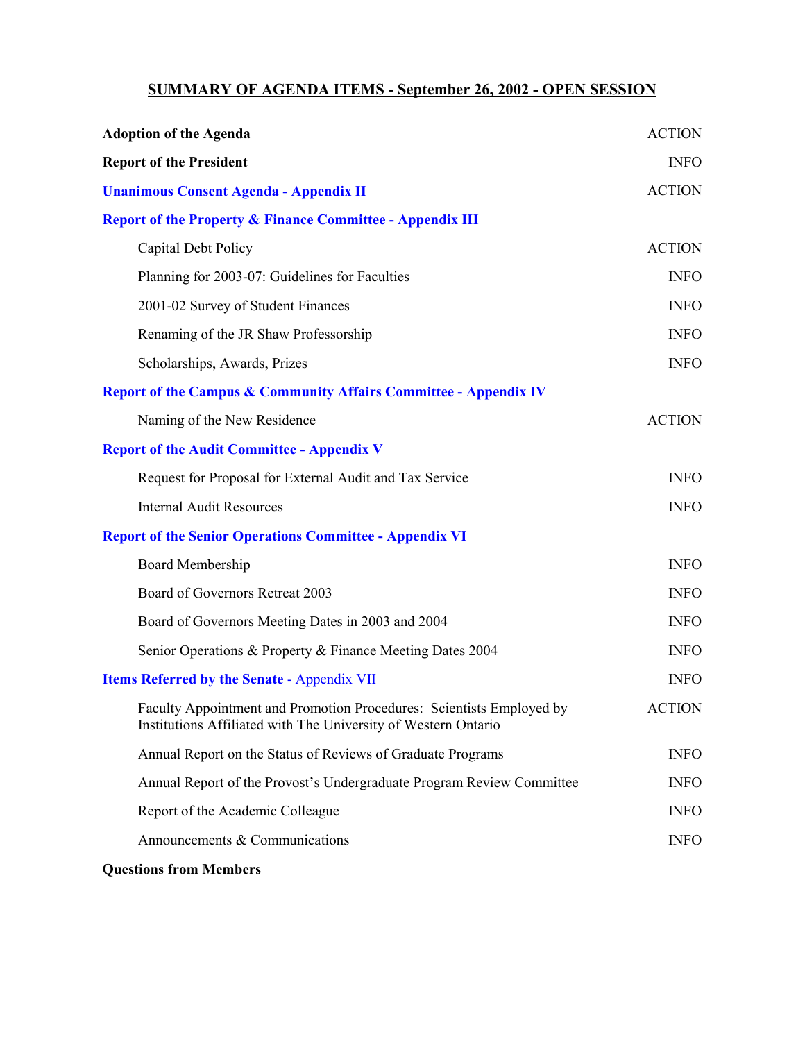## SUMMARY OF AGENDA ITEMS - September 26, 2002 - OPEN SESSION

| | |
|---|---|
| **Adoption of the Agenda** | ACTION |
| **Report of the President** | INFO |
| **Unanimous Consent Agenda - Appendix II** | ACTION |
| **Report of the Property & Finance Committee - Appendix III** | |
| Capital Debt Policy | ACTION |
| Planning for 2003-07: Guidelines for Faculties | INFO |
| 2001-02 Survey of Student Finances | INFO |
| Renaming of the JR Shaw Professorship | INFO |
| Scholarships, Awards, Prizes | INFO |
| **Report of the Campus & Community Affairs Committee - Appendix IV** | |
| Naming of the New Residence | ACTION |
| **Report of the Audit Committee - Appendix V** | |
| Request for Proposal for External Audit and Tax Service | INFO |
| Internal Audit Resources | INFO |
| **Report of the Senior Operations Committee - Appendix VI** | |
| Board Membership | INFO |
| Board of Governors Retreat 2003 | INFO |
| Board of Governors Meeting Dates in 2003 and 2004 | INFO |
| Senior Operations & Property & Finance Meeting Dates 2004 | INFO |
| **Items Referred by the Senate** - Appendix VII | INFO |
| Faculty Appointment and Promotion Procedures: Scientists Employed by Institutions Affiliated with The University of Western Ontario | ACTION |
| Annual Report on the Status of Reviews of Graduate Programs | INFO |
| Annual Report of the Provost's Undergraduate Program Review Committee | INFO |
| Report of the Academic Colleague | INFO |
| Announcements & Communications | INFO |
| **Questions from Members** | |